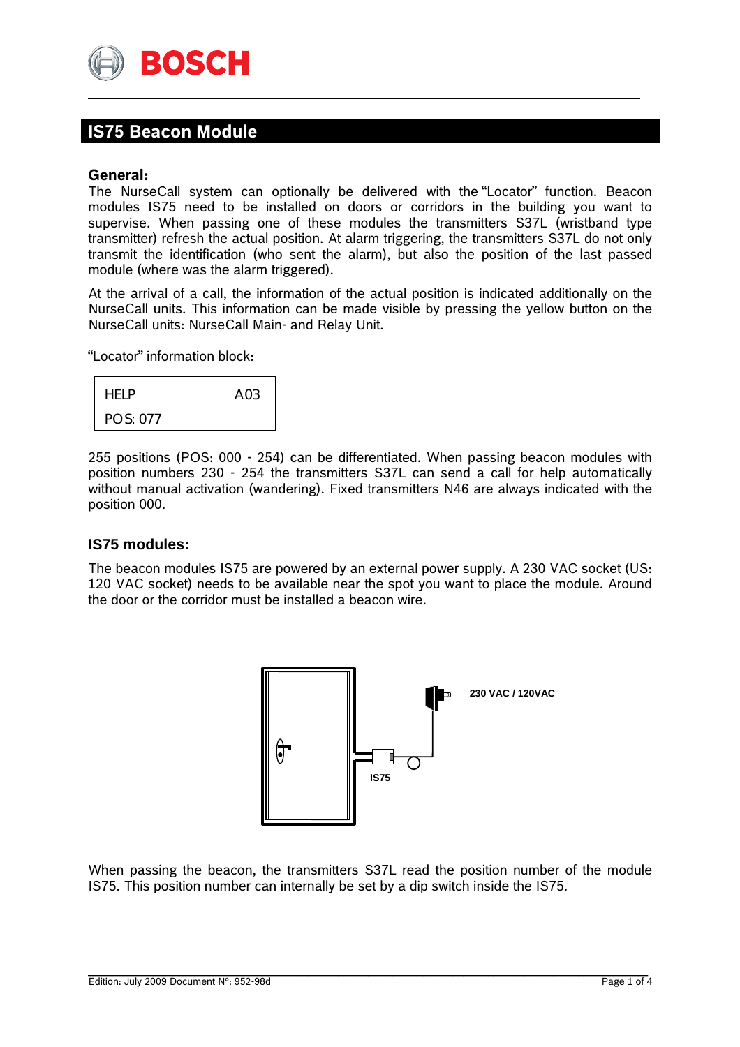# IS75 Beacon Module

## General:

The NurseCall system can optionally be delivered with the "Locator" function. Beacon modules IS75 need to be installed on doors or corridors in the building you want to supervise. When passing one of these modules the transmitters S37L (wristband type transmitter) refresh the actual position. At alarm triggering, the transmitters S37L do not only transmit the identification (who sent the alarm), but also the position of the last passed module (where was the alarm triggered).

At the arrival of a call, the information of the actual position is indicated additionally on the NurseCall units. This information can be made visible by pressing the yellow button on the NurseCall units: NurseCall Main- and Relay Unit.

"Locator" information block:

| HELP | A03 |
|---|---|
| POS: 077 | |

255 positions (POS: 000 - 254) can be differentiated. When passing beacon modules with position numbers 230 - 254 the transmitters S37L can send a call for help automatically without manual activation (wandering). Fixed transmitters N46 are always indicated with the position 000.

## IS75 modules:

The beacon modules IS75 are powered by an external power supply. A 230 VAC socket (US: 120 VAC socket) needs to be available near the spot you want to place the module. Around the door or the corridor must be installed a beacon wire.

230 VAC / 120VAC

IS75

When passing the beacon, the transmitters S37L read the position number of the module IS75. This position number can internally be set by a dip switch inside the IS75.

Edition: July 2009 Document N°: 952-98d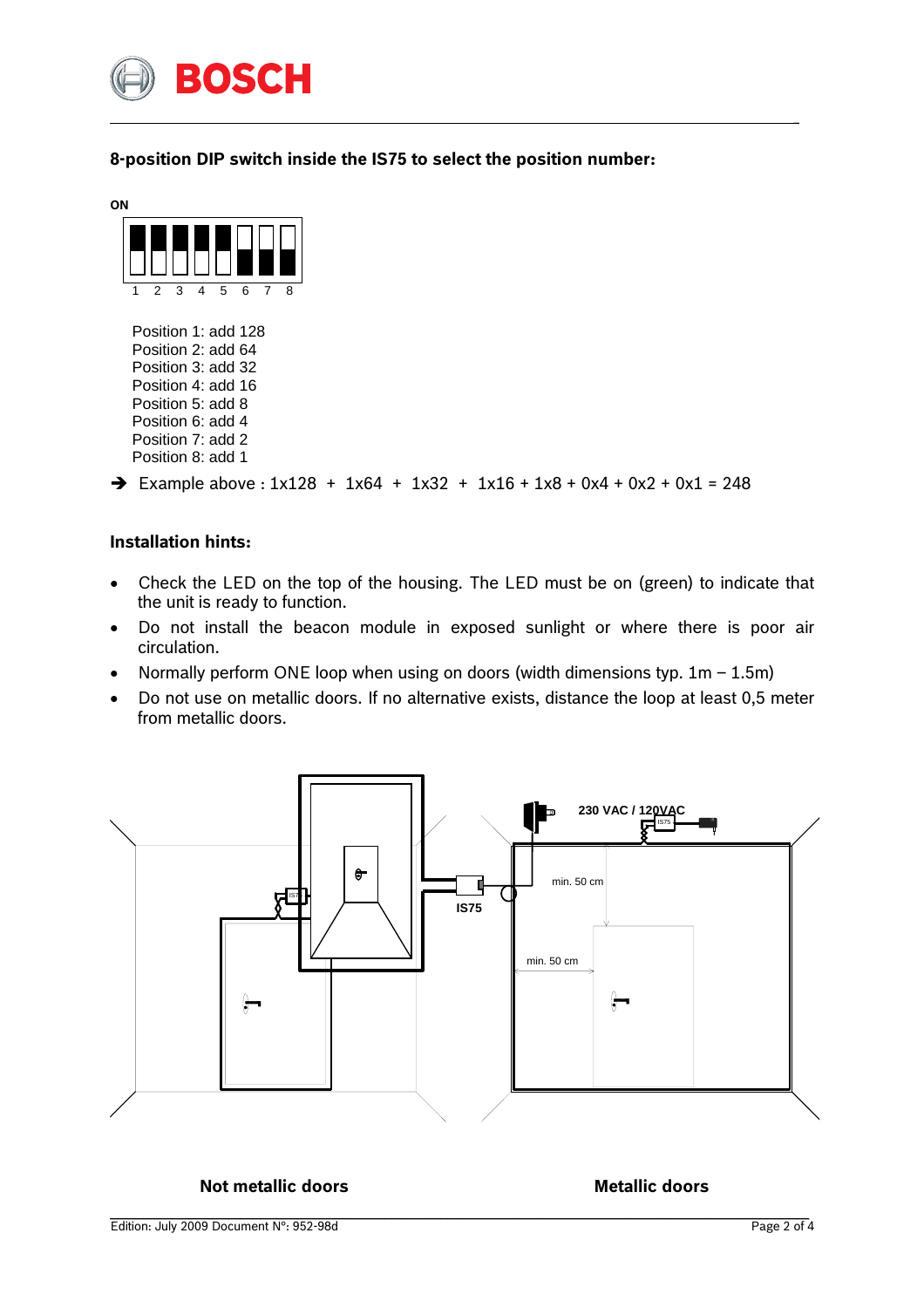**8-position DIP switch inside the IS75 to select the position number:**

ON

1 2 3 4 5 6 7 8

Position 1: add 128
Position 2: add 64
Position 3: add 32
Position 4: add 16
Position 5: add 8
Position 6: add 4
Position 7: add 2
Position 8: add 1

➔ Example above : 1x128 + 1x64 + 1x32 + 1x16 + 1x8 + 0x4 + 0x2 + 0x1 = 248

**Installation hints:**

- Check the LED on the top of the housing. The LED must be on (green) to indicate that the unit is ready to function.
- Do not install the beacon module in exposed sunlight or where there is poor air circulation.
- Normally perform ONE loop when using on doors (width dimensions typ. 1m – 1.5m)
- Do not use on metallic doors. If no alternative exists, distance the loop at least 0,5 meter from metallic doors.

230 VAC / 120VAC

IS75

min. 50 cm

min. 50 cm

**Not metallic doors** **Metallic doors**

Edition: July 2009 Document Nº: 952-98d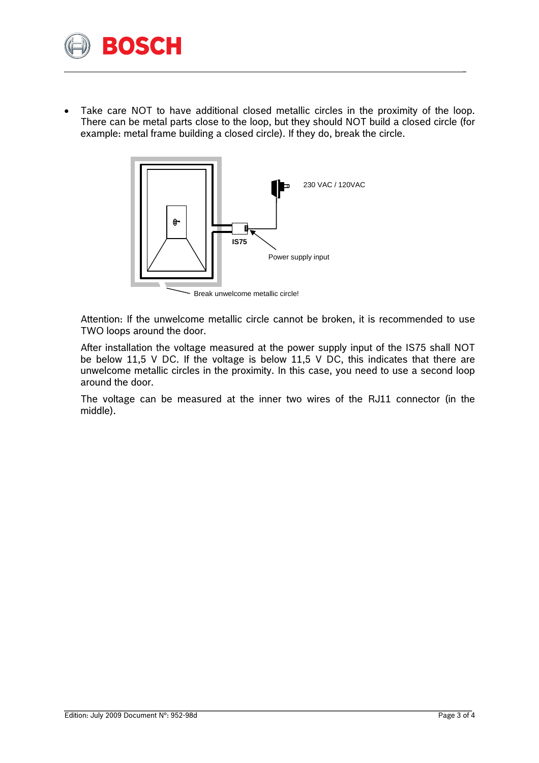- Take care NOT to have additional closed metallic circles in the proximity of the loop. There can be metal parts close to the loop, but they should NOT build a closed circle (for example: metal frame building a closed circle). If they do, break the circle.

230 VAC / 120VAC

IS75

Power supply input

Break unwelcome metallic circle!

Attention: If the unwelcome metallic circle cannot be broken, it is recommended to use TWO loops around the door.

After installation the voltage measured at the power supply input of the IS75 shall NOT be below 11,5 V DC. If the voltage is below 11,5 V DC, this indicates that there are unwelcome metallic circles in the proximity. In this case, you need to use a second loop around the door.

The voltage can be measured at the inner two wires of the RJ11 connector (in the middle).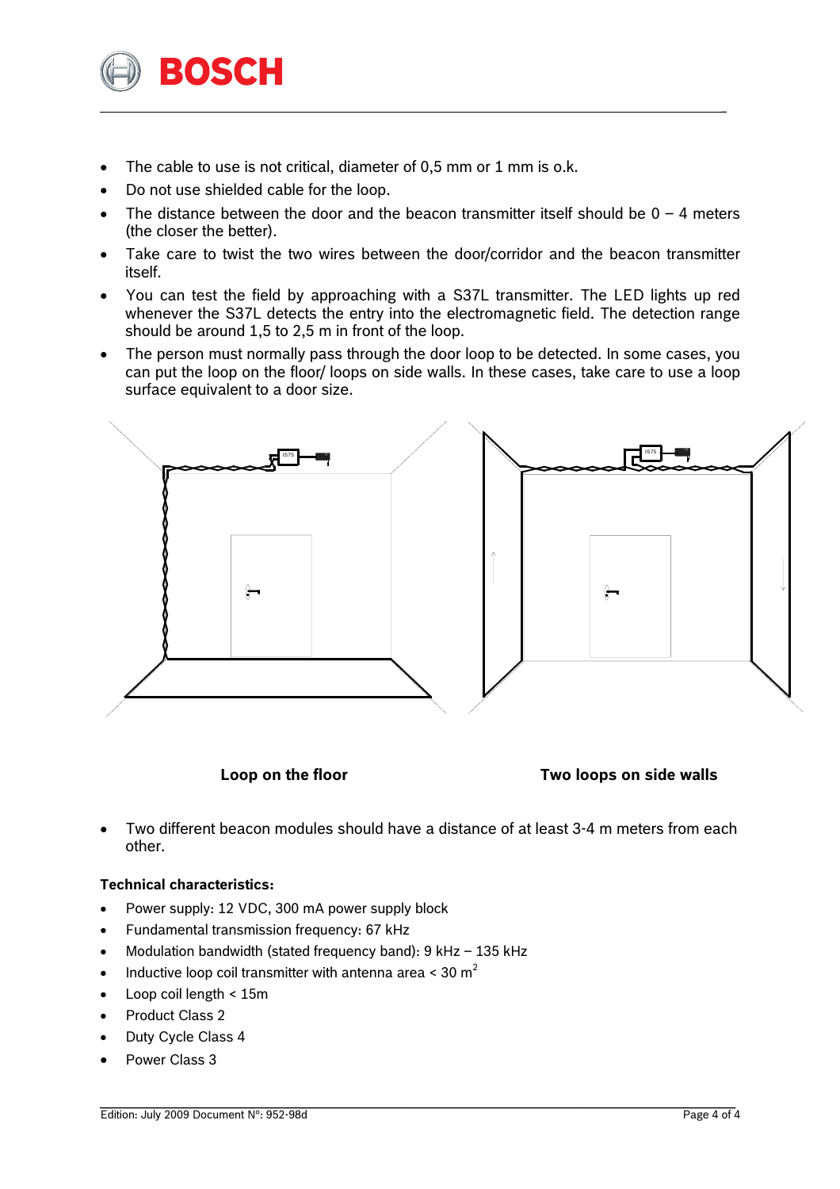- The cable to use is not critical, diameter of 0,5 mm or 1 mm is o.k.
- Do not use shielded cable for the loop.
- The distance between the door and the beacon transmitter itself should be 0 – 4 meters (the closer the better).
- Take care to twist the two wires between the door/corridor and the beacon transmitter itself.
- You can test the field by approaching with a S37L transmitter. The LED lights up red whenever the S37L detects the entry into the electromagnetic field. The detection range should be around 1,5 to 2,5 m in front of the loop.
- The person must normally pass through the door loop to be detected. In some cases, you can put the loop on the floor/ loops on side walls. In these cases, take care to use a loop surface equivalent to a door size.

**Loop on the floor** **Two loops on side walls**

- Two different beacon modules should have a distance of at least 3-4 m meters from each other.

**Technical characteristics:**

- Power supply: 12 VDC, 300 mA power supply block
- Fundamental transmission frequency: 67 kHz
- Modulation bandwidth (stated frequency band): 9 kHz – 135 kHz
- Inductive loop coil transmitter with antenna area < 30 $m^2$
- Loop coil length < 15m
- Product Class 2
- Duty Cycle Class 4
- Power Class 3

Edition: July 2009 Document Nº: 952-98d